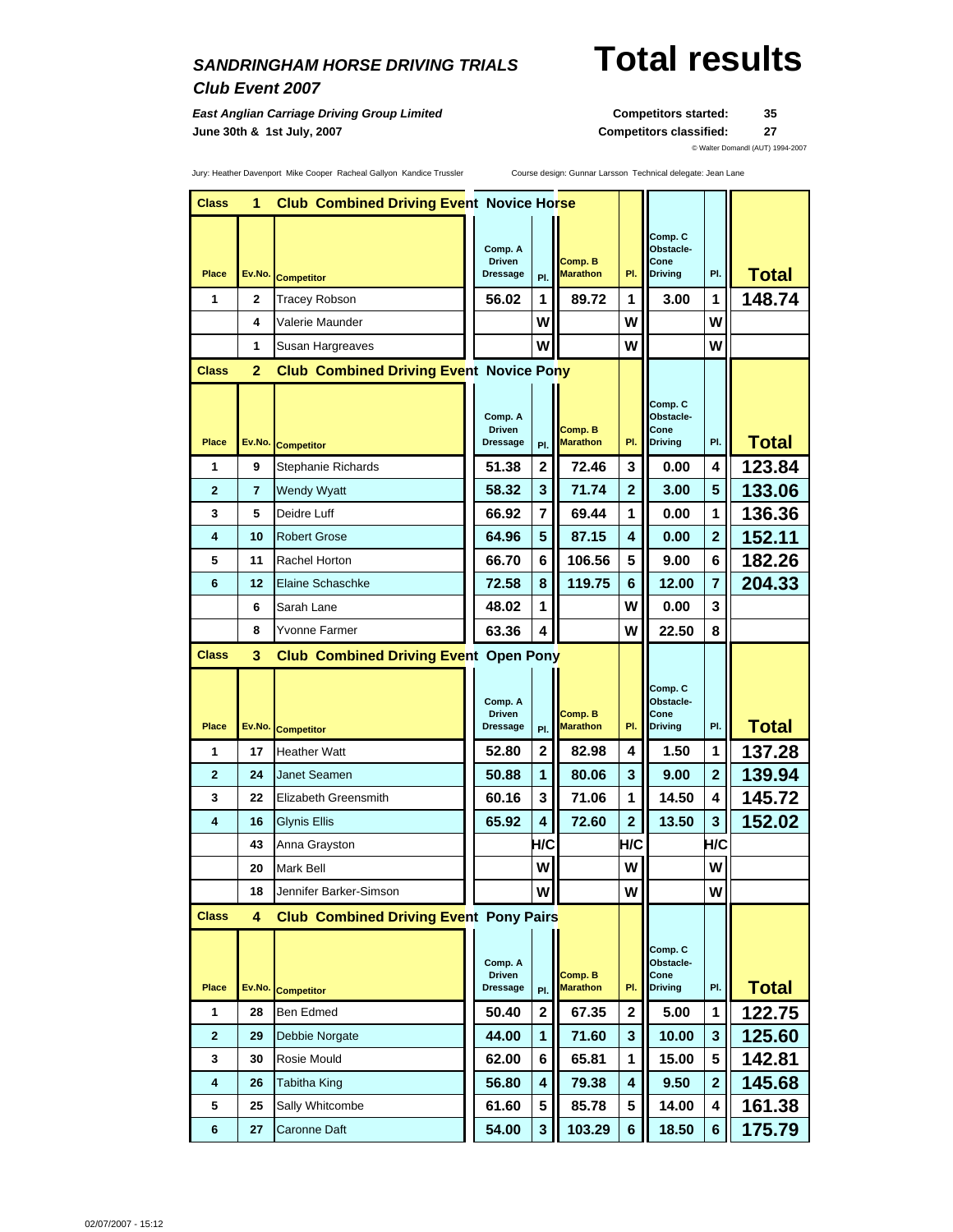## *SANDRINGHAM HORSE DRIVING TRIALS*

# Total results

### *Club Event 2007*

***East Anglian Carriage Driving Group Limited***

**June 30th & 1st July, 2007**

**Competitors started: 35**

**Competitors classified: 27**

© Walter Domandl (AUT) 1994-2007

Jury: Heather Davenport Mike Cooper Racheal Gallyon Kandice Trussler

Course design: Gunnar Larsson Technical delegate: Jean Lane

**Class 1 Club Combined Driving Event Novice Horse**

| Place | Ev.No. | Competitor | Comp. A Driven Dressage | Pl. | Comp. B Marathon | Pl. | Comp. C Obstacle-Cone Driving | Pl. | Total |
|---|---|---|---|---|---|---|---|---|---|
| 1 | 2 | Tracey Robson | 56.02 | 1 | 89.72 | 1 | 3.00 | 1 | 148.74 |
| | 4 | Valerie Maunder | | W | | W | | W | |
| | 1 | Susan Hargreaves | | W | | W | | W | |

**Class 2 Club Combined Driving Event Novice Pony**

| Place | Ev.No. | Competitor | Comp. A Driven Dressage | Pl. | Comp. B Marathon | Pl. | Comp. C Obstacle-Cone Driving | Pl. | Total |
|---|---|---|---|---|---|---|---|---|---|
| 1 | 9 | Stephanie Richards | 51.38 | 2 | 72.46 | 3 | 0.00 | 4 | 123.84 |
| 2 | 7 | Wendy Wyatt | 58.32 | 3 | 71.74 | 2 | 3.00 | 5 | 133.06 |
| 3 | 5 | Deidre Luff | 66.92 | 7 | 69.44 | 1 | 0.00 | 1 | 136.36 |
| 4 | 10 | Robert Grose | 64.96 | 5 | 87.15 | 4 | 0.00 | 2 | 152.11 |
| 5 | 11 | Rachel Horton | 66.70 | 6 | 106.56 | 5 | 9.00 | 6 | 182.26 |
| 6 | 12 | Elaine Schaschke | 72.58 | 8 | 119.75 | 6 | 12.00 | 7 | 204.33 |
| | 6 | Sarah Lane | 48.02 | 1 | | W | 0.00 | 3 | |
| | 8 | Yvonne Farmer | 63.36 | 4 | | W | 22.50 | 8 | |

**Class 3 Club Combined Driving Event Open Pony**

| Place | Ev.No. | Competitor | Comp. A Driven Dressage | Pl. | Comp. B Marathon | Pl. | Comp. C Obstacle-Cone Driving | Pl. | Total |
|---|---|---|---|---|---|---|---|---|---|
| 1 | 17 | Heather Watt | 52.80 | 2 | 82.98 | 4 | 1.50 | 1 | 137.28 |
| 2 | 24 | Janet Seamen | 50.88 | 1 | 80.06 | 3 | 9.00 | 2 | 139.94 |
| 3 | 22 | Elizabeth Greensmith | 60.16 | 3 | 71.06 | 1 | 14.50 | 4 | 145.72 |
| 4 | 16 | Glynis Ellis | 65.92 | 4 | 72.60 | 2 | 13.50 | 3 | 152.02 |
| | 43 | Anna Grayston | | H/C | | H/C | | H/C | |
| | 20 | Mark Bell | | W | | W | | W | |
| | 18 | Jennifer Barker-Simson | | W | | W | | W | |

**Class 4 Club Combined Driving Event Pony Pairs**

| Place | Ev.No. | Competitor | Comp. A Driven Dressage | Pl. | Comp. B Marathon | Pl. | Comp. C Obstacle-Cone Driving | Pl. | Total |
|---|---|---|---|---|---|---|---|---|---|
| 1 | 28 | Ben Edmed | 50.40 | 2 | 67.35 | 2 | 5.00 | 1 | 122.75 |
| 2 | 29 | Debbie Norgate | 44.00 | 1 | 71.60 | 3 | 10.00 | 3 | 125.60 |
| 3 | 30 | Rosie Mould | 62.00 | 6 | 65.81 | 1 | 15.00 | 5 | 142.81 |
| 4 | 26 | Tabitha King | 56.80 | 4 | 79.38 | 4 | 9.50 | 2 | 145.68 |
| 5 | 25 | Sally Whitcombe | 61.60 | 5 | 85.78 | 5 | 14.00 | 4 | 161.38 |
| 6 | 27 | Caronne Daft | 54.00 | 3 | 103.29 | 6 | 18.50 | 6 | 175.79 |

02/07/2007 - 15:12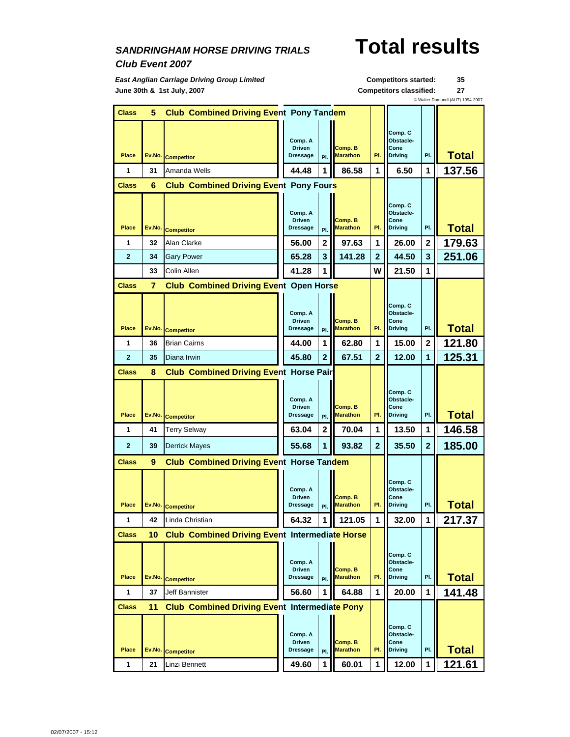## *SANDRINGHAM HORSE DRIVING TRIALS*

# Total results

### *Club Event 2007*

***East Anglian Carriage Driving Group Limited***

**June 30th & 1st July, 2007**

**Competitors started: 35**

**Competitors classified: 27**

© Walter Domandl (AUT) 1994-2007

**Class 5 Club Combined Driving Event Pony Tandem**

| Place | Ev.No. | Competitor | Comp. A Driven Dressage | Pl. | Comp. B Marathon | Pl. | Comp. C Obstacle-Cone Driving | Pl. | Total |
|---|---|---|---|---|---|---|---|---|---|
| 1 | 31 | Amanda Wells | 44.48 | 1 | 86.58 | 1 | 6.50 | 1 | 137.56 |

**Class 6 Club Combined Driving Event Pony Fours**

| Place | Ev.No. | Competitor | Comp. A Driven Dressage | Pl. | Comp. B Marathon | Pl. | Comp. C Obstacle-Cone Driving | Pl. | Total |
|---|---|---|---|---|---|---|---|---|---|
| 1 | 32 | Alan Clarke | 56.00 | 2 | 97.63 | 1 | 26.00 | 2 | 179.63 |
| 2 | 34 | Gary Power | 65.28 | 3 | 141.28 | 2 | 44.50 | 3 | 251.06 |
| | 33 | Colin Allen | 41.28 | 1 | | W | 21.50 | 1 | |

**Class 7 Club Combined Driving Event Open Horse**

| Place | Ev.No. | Competitor | Comp. A Driven Dressage | Pl. | Comp. B Marathon | Pl. | Comp. C Obstacle-Cone Driving | Pl. | Total |
|---|---|---|---|---|---|---|---|---|---|
| 1 | 36 | Brian Cairns | 44.00 | 1 | 62.80 | 1 | 15.00 | 2 | 121.80 |
| 2 | 35 | Diana Irwin | 45.80 | 2 | 67.51 | 2 | 12.00 | 1 | 125.31 |

**Class 8 Club Combined Driving Event Horse Pair**

| Place | Ev.No. | Competitor | Comp. A Driven Dressage | Pl. | Comp. B Marathon | Pl. | Comp. C Obstacle-Cone Driving | Pl. | Total |
|---|---|---|---|---|---|---|---|---|---|
| 1 | 41 | Terry Selway | 63.04 | 2 | 70.04 | 1 | 13.50 | 1 | 146.58 |
| 2 | 39 | Derrick Mayes | 55.68 | 1 | 93.82 | 2 | 35.50 | 2 | 185.00 |

**Class 9 Club Combined Driving Event Horse Tandem**

| Place | Ev.No. | Competitor | Comp. A Driven Dressage | Pl. | Comp. B Marathon | Pl. | Comp. C Obstacle-Cone Driving | Pl. | Total |
|---|---|---|---|---|---|---|---|---|---|
| 1 | 42 | Linda Christian | 64.32 | 1 | 121.05 | 1 | 32.00 | 1 | 217.37 |

**Class 10 Club Combined Driving Event Intermediate Horse**

| Place | Ev.No. | Competitor | Comp. A Driven Dressage | Pl. | Comp. B Marathon | Pl. | Comp. C Obstacle-Cone Driving | Pl. | Total |
|---|---|---|---|---|---|---|---|---|---|
| 1 | 37 | Jeff Bannister | 56.60 | 1 | 64.88 | 1 | 20.00 | 1 | 141.48 |

**Class 11 Club Combined Driving Event Intermediate Pony**

| Place | Ev.No. | Competitor | Comp. A Driven Dressage | Pl. | Comp. B Marathon | Pl. | Comp. C Obstacle-Cone Driving | Pl. | Total |
|---|---|---|---|---|---|---|---|---|---|
| 1 | 21 | Linzi Bennett | 49.60 | 1 | 60.01 | 1 | 12.00 | 1 | 121.61 |

02/07/2007 - 15:12